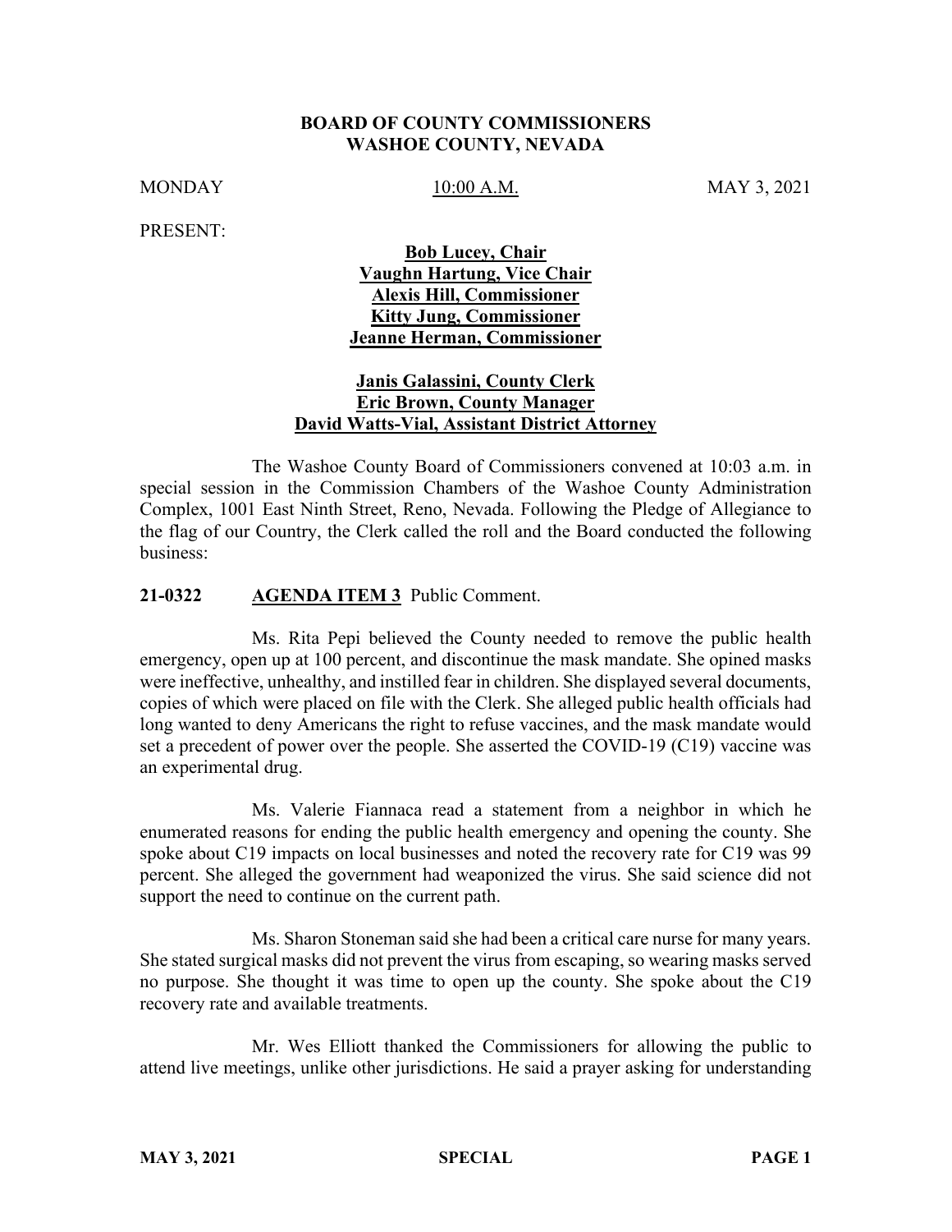**BOARD OF COUNTY COMMISSIONERS**
**WASHOE COUNTY, NEVADA**

MONDAY 10:00 A.M. MAY 3, 2021

PRESENT:

**Bob Lucey, Chair**
**Vaughn Hartung, Vice Chair**
**Alexis Hill, Commissioner**
**Kitty Jung, Commissioner**
**Jeanne Herman, Commissioner**

**Janis Galassini, County Clerk**
**Eric Brown, County Manager**
**David Watts-Vial, Assistant District Attorney**

The Washoe County Board of Commissioners convened at 10:03 a.m. in special session in the Commission Chambers of the Washoe County Administration Complex, 1001 East Ninth Street, Reno, Nevada. Following the Pledge of Allegiance to the flag of our Country, the Clerk called the roll and the Board conducted the following business:

**21-0322 AGENDA ITEM 3** Public Comment.

Ms. Rita Pepi believed the County needed to remove the public health emergency, open up at 100 percent, and discontinue the mask mandate. She opined masks were ineffective, unhealthy, and instilled fear in children. She displayed several documents, copies of which were placed on file with the Clerk. She alleged public health officials had long wanted to deny Americans the right to refuse vaccines, and the mask mandate would set a precedent of power over the people. She asserted the COVID-19 (C19) vaccine was an experimental drug.

Ms. Valerie Fiannaca read a statement from a neighbor in which he enumerated reasons for ending the public health emergency and opening the county. She spoke about C19 impacts on local businesses and noted the recovery rate for C19 was 99 percent. She alleged the government had weaponized the virus. She said science did not support the need to continue on the current path.

Ms. Sharon Stoneman said she had been a critical care nurse for many years. She stated surgical masks did not prevent the virus from escaping, so wearing masks served no purpose. She thought it was time to open up the county. She spoke about the C19 recovery rate and available treatments.

Mr. Wes Elliott thanked the Commissioners for allowing the public to attend live meetings, unlike other jurisdictions. He said a prayer asking for understanding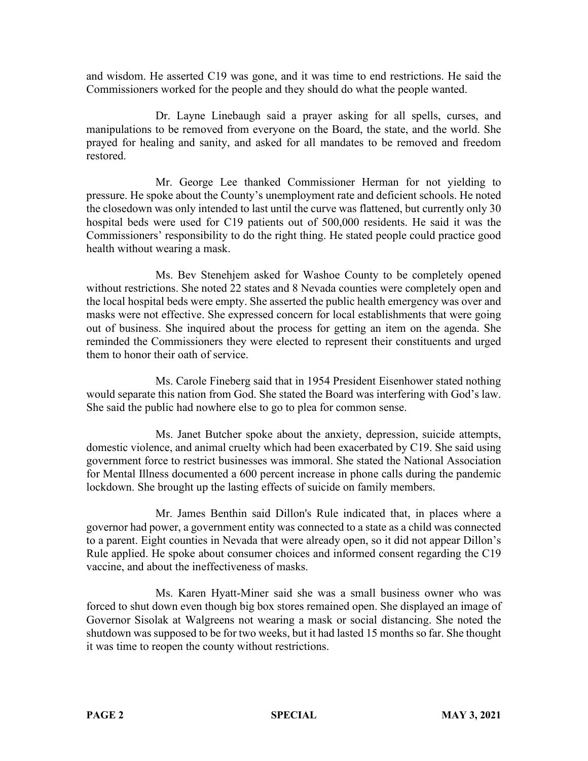and wisdom. He asserted C19 was gone, and it was time to end restrictions. He said the Commissioners worked for the people and they should do what the people wanted.

Dr. Layne Linebaugh said a prayer asking for all spells, curses, and manipulations to be removed from everyone on the Board, the state, and the world. She prayed for healing and sanity, and asked for all mandates to be removed and freedom restored.

Mr. George Lee thanked Commissioner Herman for not yielding to pressure. He spoke about the County's unemployment rate and deficient schools. He noted the closedown was only intended to last until the curve was flattened, but currently only 30 hospital beds were used for C19 patients out of 500,000 residents. He said it was the Commissioners' responsibility to do the right thing. He stated people could practice good health without wearing a mask.

Ms. Bev Stenehjem asked for Washoe County to be completely opened without restrictions. She noted 22 states and 8 Nevada counties were completely open and the local hospital beds were empty. She asserted the public health emergency was over and masks were not effective. She expressed concern for local establishments that were going out of business. She inquired about the process for getting an item on the agenda. She reminded the Commissioners they were elected to represent their constituents and urged them to honor their oath of service.

Ms. Carole Fineberg said that in 1954 President Eisenhower stated nothing would separate this nation from God. She stated the Board was interfering with God's law. She said the public had nowhere else to go to plea for common sense.

Ms. Janet Butcher spoke about the anxiety, depression, suicide attempts, domestic violence, and animal cruelty which had been exacerbated by C19. She said using government force to restrict businesses was immoral. She stated the National Association for Mental Illness documented a 600 percent increase in phone calls during the pandemic lockdown. She brought up the lasting effects of suicide on family members.

Mr. James Benthin said Dillon's Rule indicated that, in places where a governor had power, a government entity was connected to a state as a child was connected to a parent. Eight counties in Nevada that were already open, so it did not appear Dillon's Rule applied. He spoke about consumer choices and informed consent regarding the C19 vaccine, and about the ineffectiveness of masks.

Ms. Karen Hyatt-Miner said she was a small business owner who was forced to shut down even though big box stores remained open. She displayed an image of Governor Sisolak at Walgreens not wearing a mask or social distancing. She noted the shutdown was supposed to be for two weeks, but it had lasted 15 months so far. She thought it was time to reopen the county without restrictions.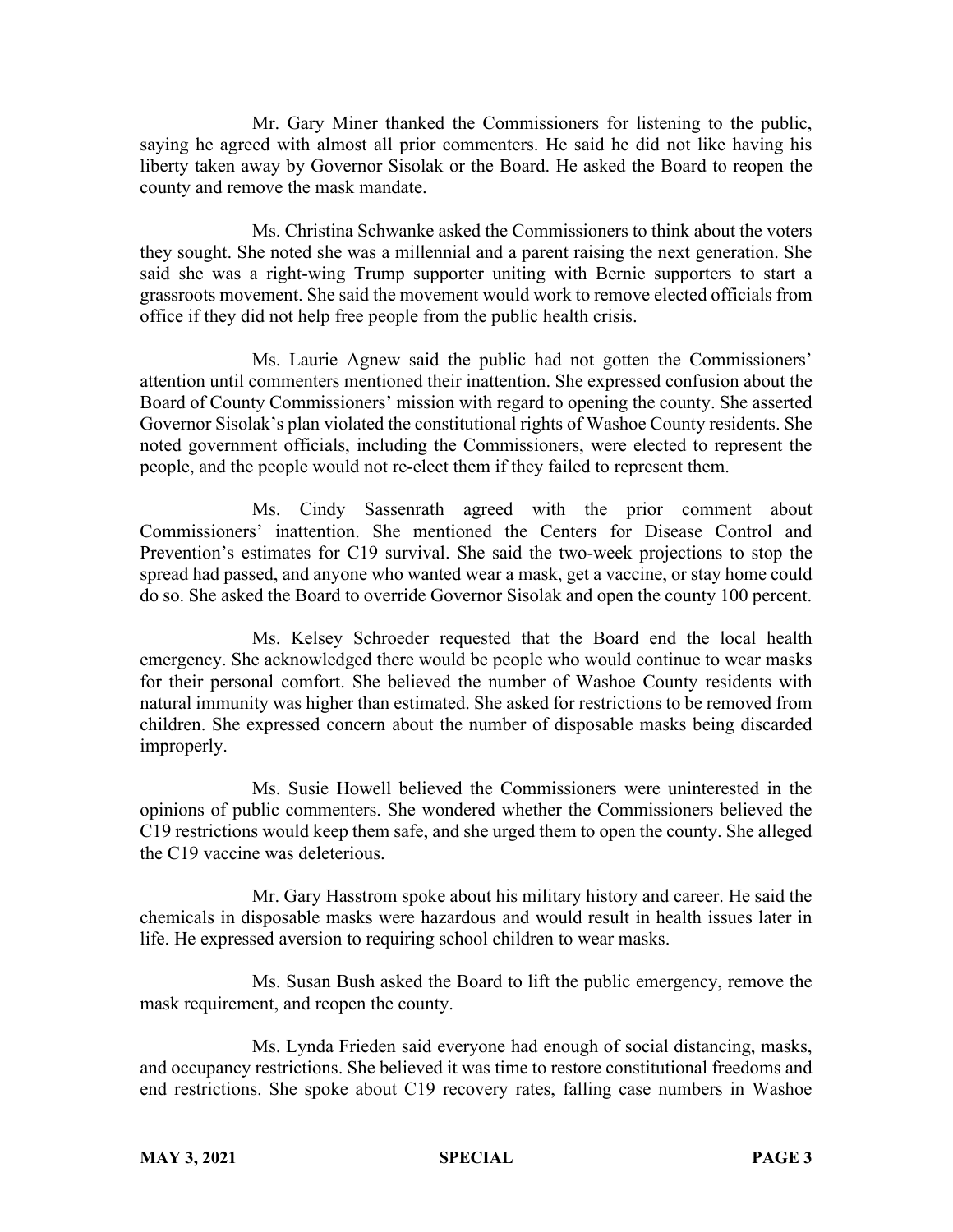Mr. Gary Miner thanked the Commissioners for listening to the public, saying he agreed with almost all prior commenters. He said he did not like having his liberty taken away by Governor Sisolak or the Board. He asked the Board to reopen the county and remove the mask mandate.

Ms. Christina Schwanke asked the Commissioners to think about the voters they sought. She noted she was a millennial and a parent raising the next generation. She said she was a right-wing Trump supporter uniting with Bernie supporters to start a grassroots movement. She said the movement would work to remove elected officials from office if they did not help free people from the public health crisis.

Ms. Laurie Agnew said the public had not gotten the Commissioners' attention until commenters mentioned their inattention. She expressed confusion about the Board of County Commissioners' mission with regard to opening the county. She asserted Governor Sisolak's plan violated the constitutional rights of Washoe County residents. She noted government officials, including the Commissioners, were elected to represent the people, and the people would not re-elect them if they failed to represent them.

Ms. Cindy Sassenrath agreed with the prior comment about Commissioners' inattention. She mentioned the Centers for Disease Control and Prevention's estimates for C19 survival. She said the two-week projections to stop the spread had passed, and anyone who wanted wear a mask, get a vaccine, or stay home could do so. She asked the Board to override Governor Sisolak and open the county 100 percent.

Ms. Kelsey Schroeder requested that the Board end the local health emergency. She acknowledged there would be people who would continue to wear masks for their personal comfort. She believed the number of Washoe County residents with natural immunity was higher than estimated. She asked for restrictions to be removed from children. She expressed concern about the number of disposable masks being discarded improperly.

Ms. Susie Howell believed the Commissioners were uninterested in the opinions of public commenters. She wondered whether the Commissioners believed the C19 restrictions would keep them safe, and she urged them to open the county. She alleged the C19 vaccine was deleterious.

Mr. Gary Hasstrom spoke about his military history and career. He said the chemicals in disposable masks were hazardous and would result in health issues later in life. He expressed aversion to requiring school children to wear masks.

Ms. Susan Bush asked the Board to lift the public emergency, remove the mask requirement, and reopen the county.

Ms. Lynda Frieden said everyone had enough of social distancing, masks, and occupancy restrictions. She believed it was time to restore constitutional freedoms and end restrictions. She spoke about C19 recovery rates, falling case numbers in Washoe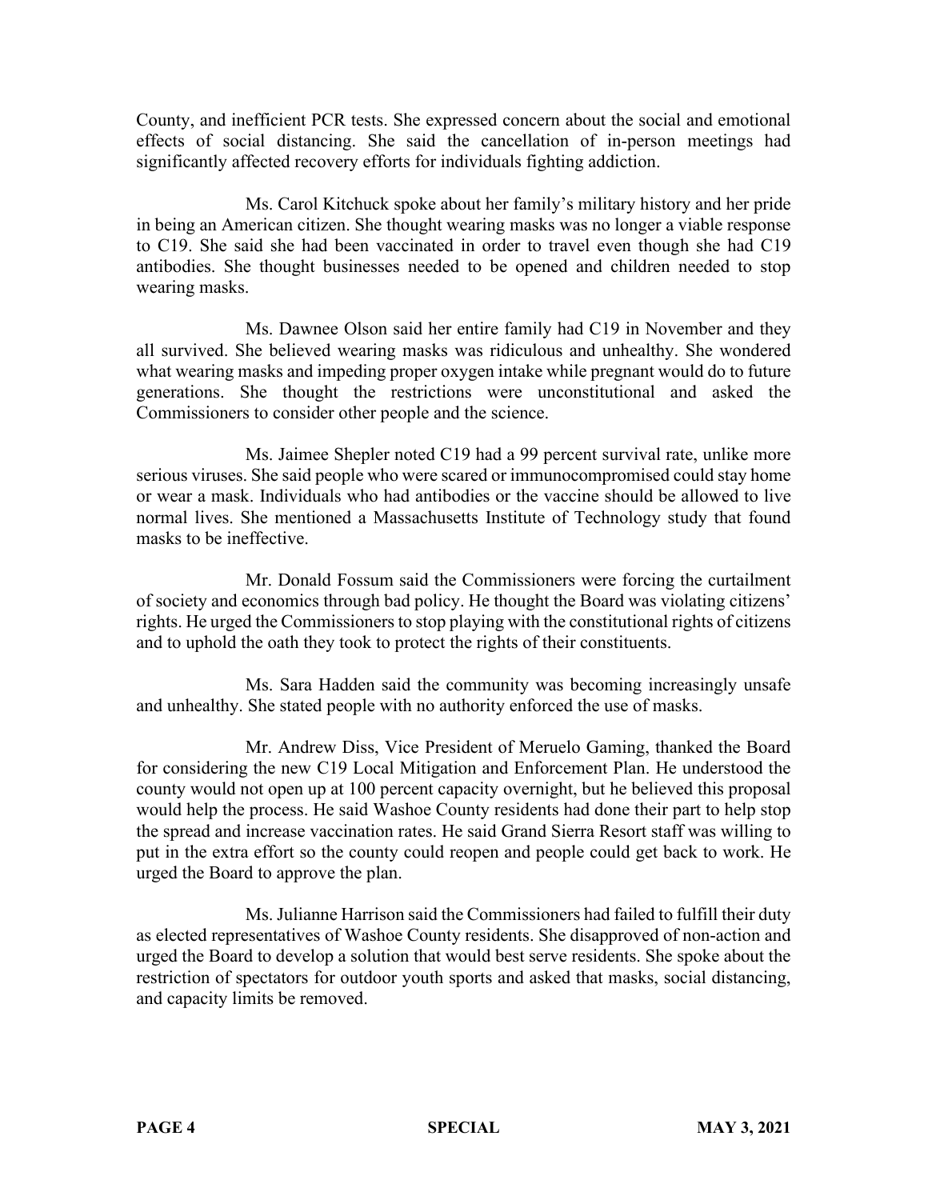County, and inefficient PCR tests. She expressed concern about the social and emotional effects of social distancing. She said the cancellation of in-person meetings had significantly affected recovery efforts for individuals fighting addiction.

Ms. Carol Kitchuck spoke about her family's military history and her pride in being an American citizen. She thought wearing masks was no longer a viable response to C19. She said she had been vaccinated in order to travel even though she had C19 antibodies. She thought businesses needed to be opened and children needed to stop wearing masks.

Ms. Dawnee Olson said her entire family had C19 in November and they all survived. She believed wearing masks was ridiculous and unhealthy. She wondered what wearing masks and impeding proper oxygen intake while pregnant would do to future generations. She thought the restrictions were unconstitutional and asked the Commissioners to consider other people and the science.

Ms. Jaimee Shepler noted C19 had a 99 percent survival rate, unlike more serious viruses. She said people who were scared or immunocompromised could stay home or wear a mask. Individuals who had antibodies or the vaccine should be allowed to live normal lives. She mentioned a Massachusetts Institute of Technology study that found masks to be ineffective.

Mr. Donald Fossum said the Commissioners were forcing the curtailment of society and economics through bad policy. He thought the Board was violating citizens' rights. He urged the Commissioners to stop playing with the constitutional rights of citizens and to uphold the oath they took to protect the rights of their constituents.

Ms. Sara Hadden said the community was becoming increasingly unsafe and unhealthy. She stated people with no authority enforced the use of masks.

Mr. Andrew Diss, Vice President of Meruelo Gaming, thanked the Board for considering the new C19 Local Mitigation and Enforcement Plan. He understood the county would not open up at 100 percent capacity overnight, but he believed this proposal would help the process. He said Washoe County residents had done their part to help stop the spread and increase vaccination rates. He said Grand Sierra Resort staff was willing to put in the extra effort so the county could reopen and people could get back to work. He urged the Board to approve the plan.

Ms. Julianne Harrison said the Commissioners had failed to fulfill their duty as elected representatives of Washoe County residents. She disapproved of non-action and urged the Board to develop a solution that would best serve residents. She spoke about the restriction of spectators for outdoor youth sports and asked that masks, social distancing, and capacity limits be removed.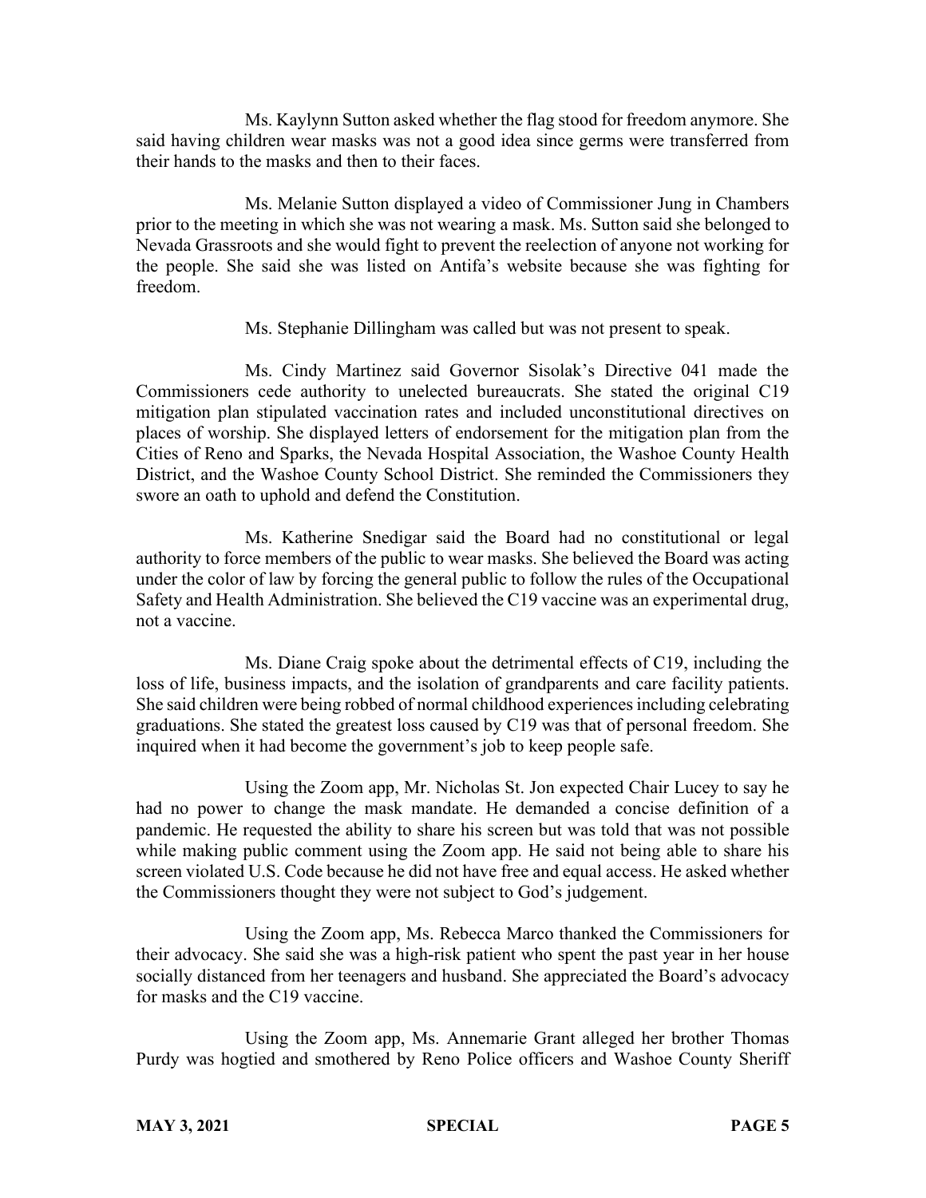Ms. Kaylynn Sutton asked whether the flag stood for freedom anymore. She said having children wear masks was not a good idea since germs were transferred from their hands to the masks and then to their faces.

Ms. Melanie Sutton displayed a video of Commissioner Jung in Chambers prior to the meeting in which she was not wearing a mask. Ms. Sutton said she belonged to Nevada Grassroots and she would fight to prevent the reelection of anyone not working for the people. She said she was listed on Antifa's website because she was fighting for freedom.

Ms. Stephanie Dillingham was called but was not present to speak.

Ms. Cindy Martinez said Governor Sisolak's Directive 041 made the Commissioners cede authority to unelected bureaucrats. She stated the original C19 mitigation plan stipulated vaccination rates and included unconstitutional directives on places of worship. She displayed letters of endorsement for the mitigation plan from the Cities of Reno and Sparks, the Nevada Hospital Association, the Washoe County Health District, and the Washoe County School District. She reminded the Commissioners they swore an oath to uphold and defend the Constitution.

Ms. Katherine Snedigar said the Board had no constitutional or legal authority to force members of the public to wear masks. She believed the Board was acting under the color of law by forcing the general public to follow the rules of the Occupational Safety and Health Administration. She believed the C19 vaccine was an experimental drug, not a vaccine.

Ms. Diane Craig spoke about the detrimental effects of C19, including the loss of life, business impacts, and the isolation of grandparents and care facility patients. She said children were being robbed of normal childhood experiences including celebrating graduations. She stated the greatest loss caused by C19 was that of personal freedom. She inquired when it had become the government's job to keep people safe.

Using the Zoom app, Mr. Nicholas St. Jon expected Chair Lucey to say he had no power to change the mask mandate. He demanded a concise definition of a pandemic. He requested the ability to share his screen but was told that was not possible while making public comment using the Zoom app. He said not being able to share his screen violated U.S. Code because he did not have free and equal access. He asked whether the Commissioners thought they were not subject to God's judgement.

Using the Zoom app, Ms. Rebecca Marco thanked the Commissioners for their advocacy. She said she was a high-risk patient who spent the past year in her house socially distanced from her teenagers and husband. She appreciated the Board's advocacy for masks and the C19 vaccine.

Using the Zoom app, Ms. Annemarie Grant alleged her brother Thomas Purdy was hogtied and smothered by Reno Police officers and Washoe County Sheriff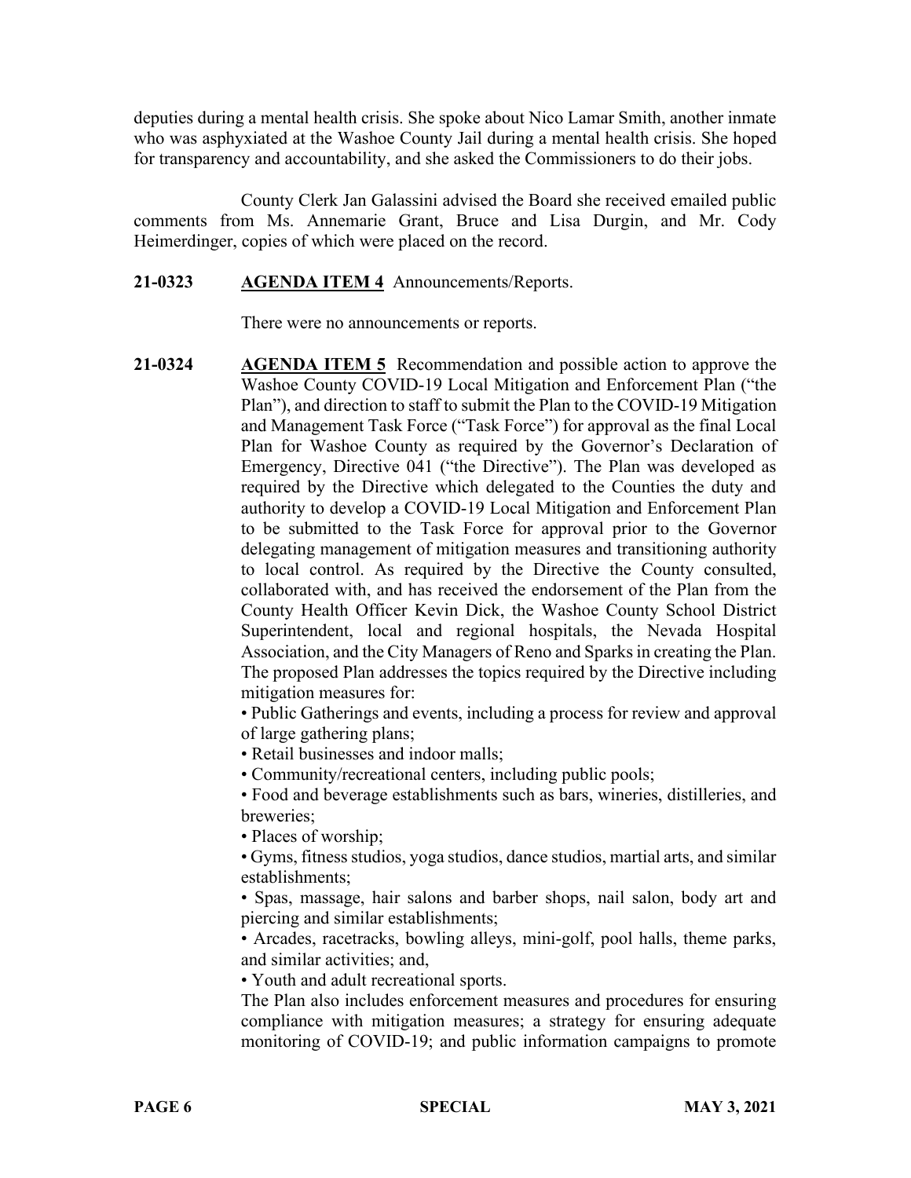deputies during a mental health crisis. She spoke about Nico Lamar Smith, another inmate who was asphyxiated at the Washoe County Jail during a mental health crisis. She hoped for transparency and accountability, and she asked the Commissioners to do their jobs.

County Clerk Jan Galassini advised the Board she received emailed public comments from Ms. Annemarie Grant, Bruce and Lisa Durgin, and Mr. Cody Heimerdinger, copies of which were placed on the record.

**21-0323** **AGENDA ITEM 4** Announcements/Reports.

There were no announcements or reports.

**21-0324** **AGENDA ITEM 5** Recommendation and possible action to approve the Washoe County COVID-19 Local Mitigation and Enforcement Plan ("the Plan"), and direction to staff to submit the Plan to the COVID-19 Mitigation and Management Task Force ("Task Force") for approval as the final Local Plan for Washoe County as required by the Governor's Declaration of Emergency, Directive 041 ("the Directive"). The Plan was developed as required by the Directive which delegated to the Counties the duty and authority to develop a COVID-19 Local Mitigation and Enforcement Plan to be submitted to the Task Force for approval prior to the Governor delegating management of mitigation measures and transitioning authority to local control. As required by the Directive the County consulted, collaborated with, and has received the endorsement of the Plan from the County Health Officer Kevin Dick, the Washoe County School District Superintendent, local and regional hospitals, the Nevada Hospital Association, and the City Managers of Reno and Sparks in creating the Plan. The proposed Plan addresses the topics required by the Directive including mitigation measures for:

- Public Gatherings and events, including a process for review and approval of large gathering plans;
- Retail businesses and indoor malls;
- Community/recreational centers, including public pools;
- Food and beverage establishments such as bars, wineries, distilleries, and breweries;
- Places of worship;
- Gyms, fitness studios, yoga studios, dance studios, martial arts, and similar establishments;
- Spas, massage, hair salons and barber shops, nail salon, body art and piercing and similar establishments;
- Arcades, racetracks, bowling alleys, mini-golf, pool halls, theme parks, and similar activities; and,
- Youth and adult recreational sports.

The Plan also includes enforcement measures and procedures for ensuring compliance with mitigation measures; a strategy for ensuring adequate monitoring of COVID-19; and public information campaigns to promote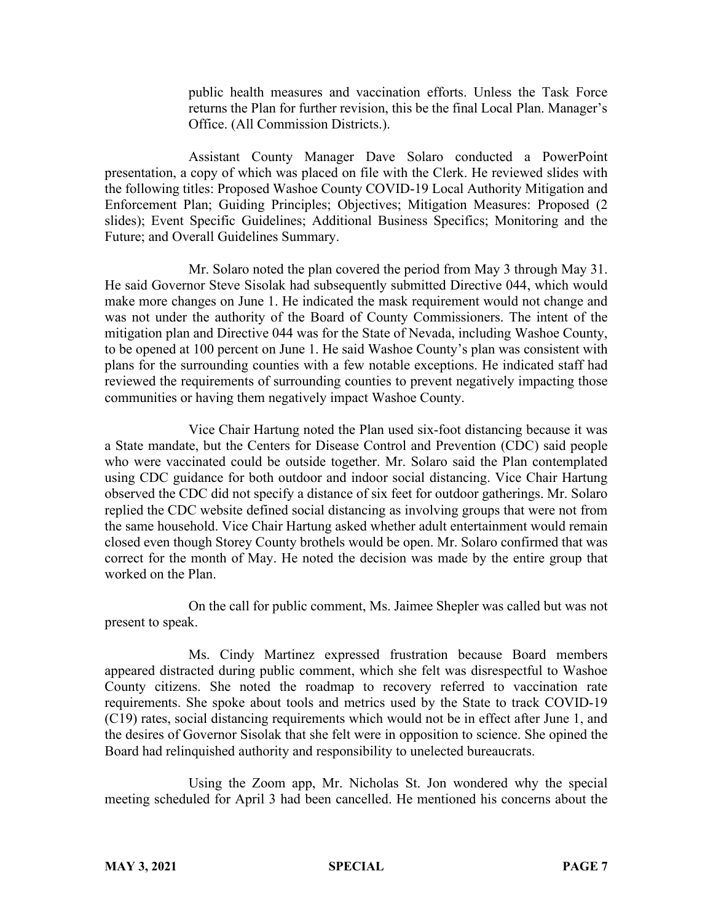public health measures and vaccination efforts. Unless the Task Force returns the Plan for further revision, this be the final Local Plan. Manager's Office. (All Commission Districts.).

Assistant County Manager Dave Solaro conducted a PowerPoint presentation, a copy of which was placed on file with the Clerk. He reviewed slides with the following titles: Proposed Washoe County COVID-19 Local Authority Mitigation and Enforcement Plan; Guiding Principles; Objectives; Mitigation Measures: Proposed (2 slides); Event Specific Guidelines; Additional Business Specifics; Monitoring and the Future; and Overall Guidelines Summary.

Mr. Solaro noted the plan covered the period from May 3 through May 31. He said Governor Steve Sisolak had subsequently submitted Directive 044, which would make more changes on June 1. He indicated the mask requirement would not change and was not under the authority of the Board of County Commissioners. The intent of the mitigation plan and Directive 044 was for the State of Nevada, including Washoe County, to be opened at 100 percent on June 1. He said Washoe County's plan was consistent with plans for the surrounding counties with a few notable exceptions. He indicated staff had reviewed the requirements of surrounding counties to prevent negatively impacting those communities or having them negatively impact Washoe County.

Vice Chair Hartung noted the Plan used six-foot distancing because it was a State mandate, but the Centers for Disease Control and Prevention (CDC) said people who were vaccinated could be outside together. Mr. Solaro said the Plan contemplated using CDC guidance for both outdoor and indoor social distancing. Vice Chair Hartung observed the CDC did not specify a distance of six feet for outdoor gatherings. Mr. Solaro replied the CDC website defined social distancing as involving groups that were not from the same household. Vice Chair Hartung asked whether adult entertainment would remain closed even though Storey County brothels would be open. Mr. Solaro confirmed that was correct for the month of May. He noted the decision was made by the entire group that worked on the Plan.

On the call for public comment, Ms. Jaimee Shepler was called but was not present to speak.

Ms. Cindy Martinez expressed frustration because Board members appeared distracted during public comment, which she felt was disrespectful to Washoe County citizens. She noted the roadmap to recovery referred to vaccination rate requirements. She spoke about tools and metrics used by the State to track COVID-19 (C19) rates, social distancing requirements which would not be in effect after June 1, and the desires of Governor Sisolak that she felt were in opposition to science. She opined the Board had relinquished authority and responsibility to unelected bureaucrats.

Using the Zoom app, Mr. Nicholas St. Jon wondered why the special meeting scheduled for April 3 had been cancelled. He mentioned his concerns about the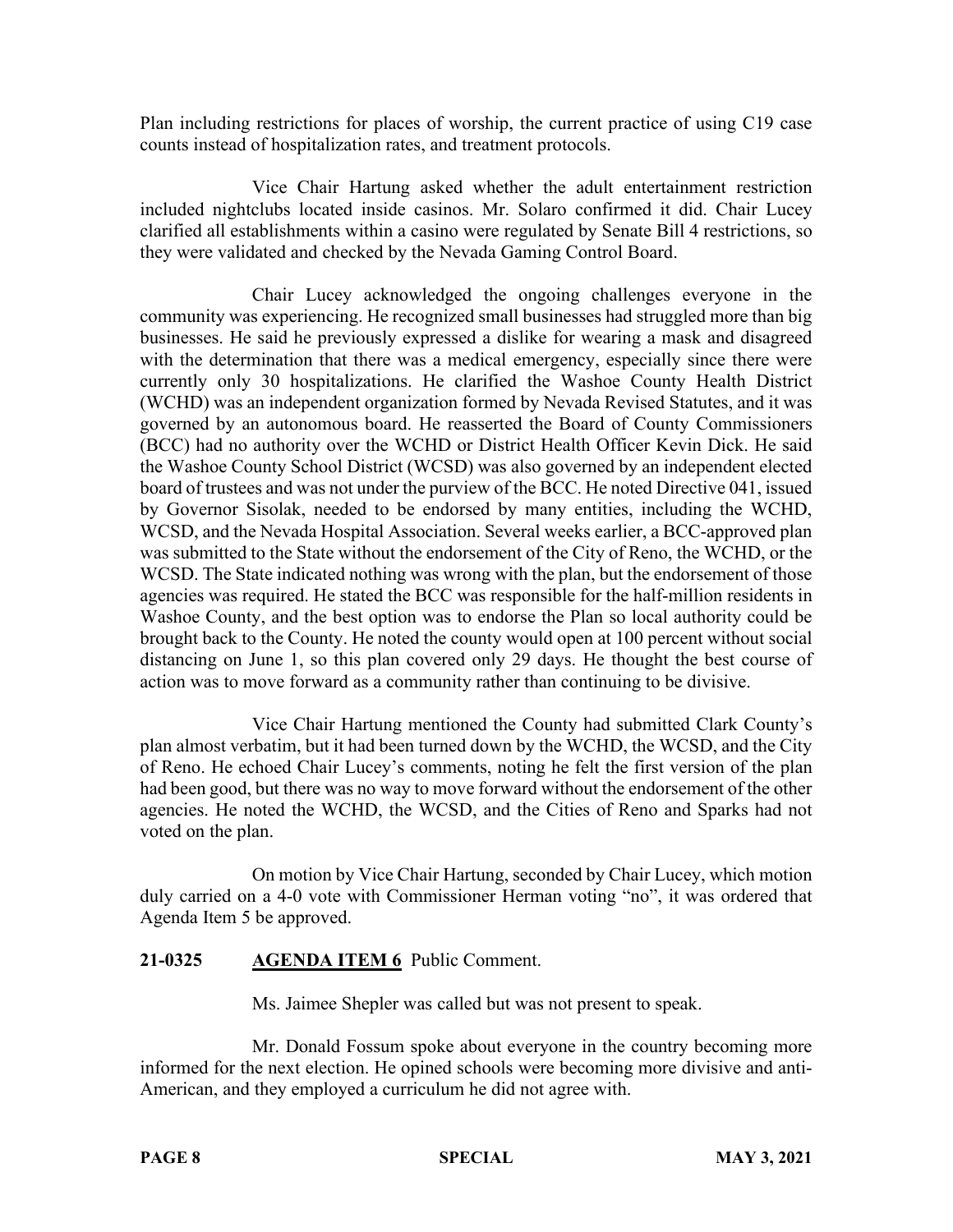Plan including restrictions for places of worship, the current practice of using C19 case counts instead of hospitalization rates, and treatment protocols.

Vice Chair Hartung asked whether the adult entertainment restriction included nightclubs located inside casinos. Mr. Solaro confirmed it did. Chair Lucey clarified all establishments within a casino were regulated by Senate Bill 4 restrictions, so they were validated and checked by the Nevada Gaming Control Board.

Chair Lucey acknowledged the ongoing challenges everyone in the community was experiencing. He recognized small businesses had struggled more than big businesses. He said he previously expressed a dislike for wearing a mask and disagreed with the determination that there was a medical emergency, especially since there were currently only 30 hospitalizations. He clarified the Washoe County Health District (WCHD) was an independent organization formed by Nevada Revised Statutes, and it was governed by an autonomous board. He reasserted the Board of County Commissioners (BCC) had no authority over the WCHD or District Health Officer Kevin Dick. He said the Washoe County School District (WCSD) was also governed by an independent elected board of trustees and was not under the purview of the BCC. He noted Directive 041, issued by Governor Sisolak, needed to be endorsed by many entities, including the WCHD, WCSD, and the Nevada Hospital Association. Several weeks earlier, a BCC-approved plan was submitted to the State without the endorsement of the City of Reno, the WCHD, or the WCSD. The State indicated nothing was wrong with the plan, but the endorsement of those agencies was required. He stated the BCC was responsible for the half-million residents in Washoe County, and the best option was to endorse the Plan so local authority could be brought back to the County. He noted the county would open at 100 percent without social distancing on June 1, so this plan covered only 29 days. He thought the best course of action was to move forward as a community rather than continuing to be divisive.

Vice Chair Hartung mentioned the County had submitted Clark County's plan almost verbatim, but it had been turned down by the WCHD, the WCSD, and the City of Reno. He echoed Chair Lucey's comments, noting he felt the first version of the plan had been good, but there was no way to move forward without the endorsement of the other agencies. He noted the WCHD, the WCSD, and the Cities of Reno and Sparks had not voted on the plan.

On motion by Vice Chair Hartung, seconded by Chair Lucey, which motion duly carried on a 4-0 vote with Commissioner Herman voting "no", it was ordered that Agenda Item 5 be approved.

**21-0325 AGENDA ITEM 6** Public Comment.

Ms. Jaimee Shepler was called but was not present to speak.

Mr. Donald Fossum spoke about everyone in the country becoming more informed for the next election. He opined schools were becoming more divisive and anti-American, and they employed a curriculum he did not agree with.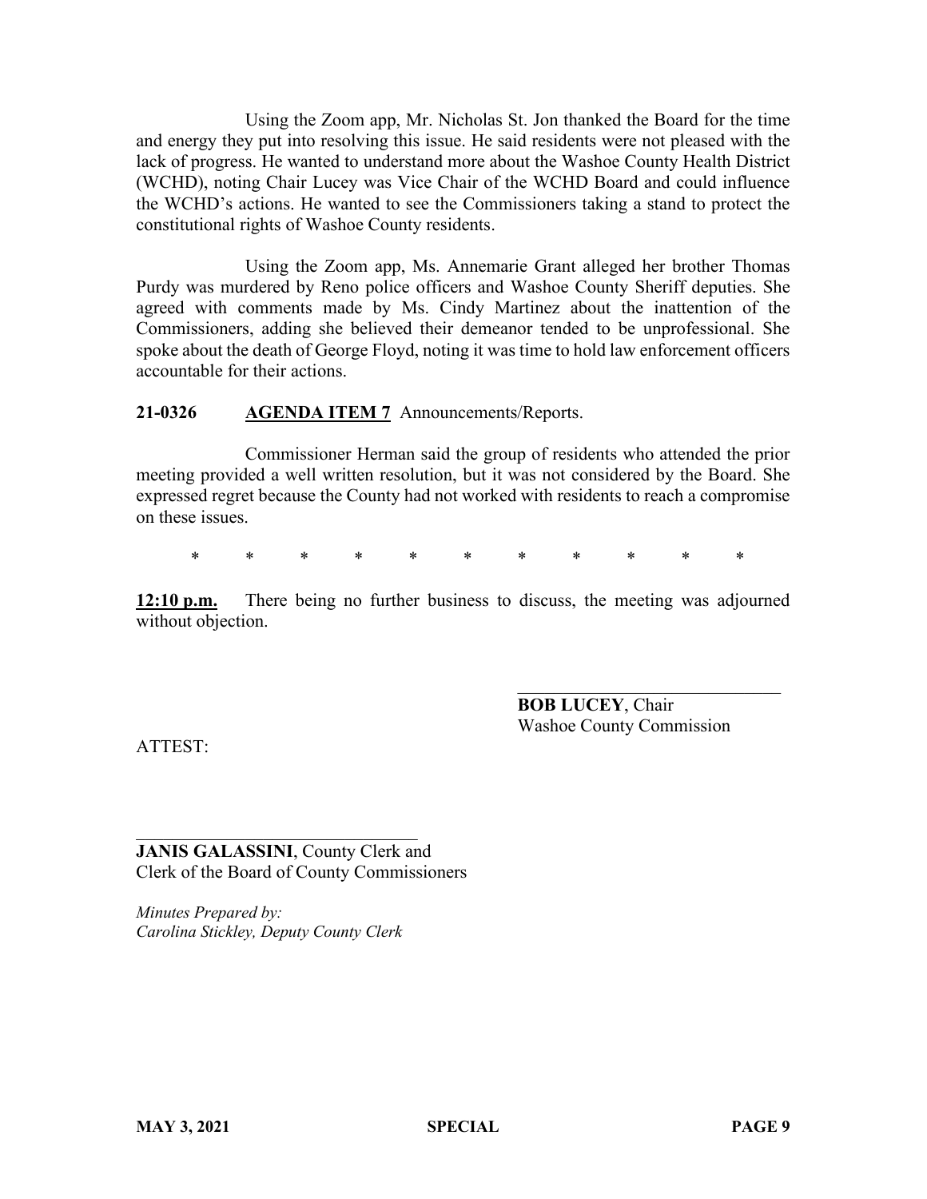Using the Zoom app, Mr. Nicholas St. Jon thanked the Board for the time and energy they put into resolving this issue. He said residents were not pleased with the lack of progress. He wanted to understand more about the Washoe County Health District (WCHD), noting Chair Lucey was Vice Chair of the WCHD Board and could influence the WCHD's actions. He wanted to see the Commissioners taking a stand to protect the constitutional rights of Washoe County residents.

Using the Zoom app, Ms. Annemarie Grant alleged her brother Thomas Purdy was murdered by Reno police officers and Washoe County Sheriff deputies. She agreed with comments made by Ms. Cindy Martinez about the inattention of the Commissioners, adding she believed their demeanor tended to be unprofessional. She spoke about the death of George Floyd, noting it was time to hold law enforcement officers accountable for their actions.

**21-0326** **AGENDA ITEM 7** Announcements/Reports.

Commissioner Herman said the group of residents who attended the prior meeting provided a well written resolution, but it was not considered by the Board. She expressed regret because the County had not worked with residents to reach a compromise on these issues.

\* \* \* \* \* \* \* \* \* \* \*

**12:10 p.m.** There being no further business to discuss, the meeting was adjourned without objection.

\_\_\_\_\_\_\_\_\_\_\_\_\_\_\_\_\_\_\_\_\_\_\_\_\_\_\_\_\_\_

**BOB LUCEY**, Chair
Washoe County Commission

ATTEST:

\_\_\_\_\_\_\_\_\_\_\_\_\_\_\_\_\_\_\_\_\_\_\_\_\_\_\_\_\_\_

**JANIS GALASSINI**, County Clerk and
Clerk of the Board of County Commissioners

*Minutes Prepared by:*
*Carolina Stickley, Deputy County Clerk*